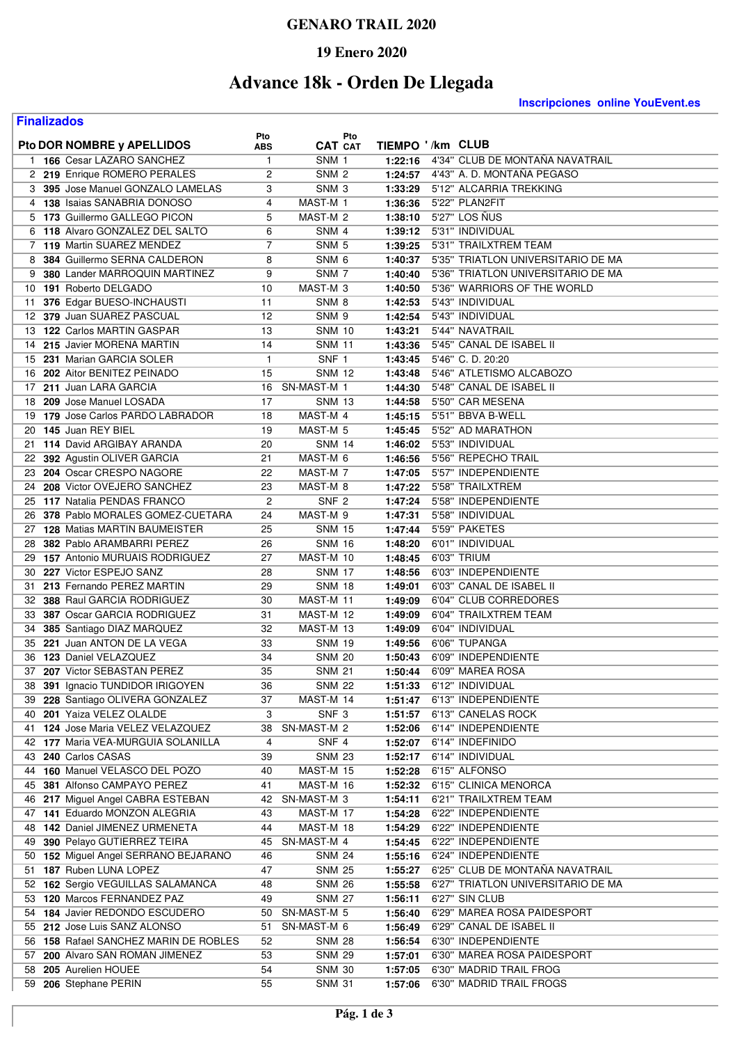# GENARO TRAIL 2020

## 19 Enero 2020

# Advance 18k - Orden De Llegada

**Inscripciones online YouEvent.es**

## Finalizados

| Pto | DOR | NOMBRE y APELLIDOS | Pto ABS | CAT | Pto CAT | TIEMPO | '/km | CLUB |
|---|---|---|---|---|---|---|---|---|
| 1 | **166** | Cesar LAZARO SANCHEZ | 1 | SNM | 1 | **1:22:16** | 4'34" | CLUB DE MONTAÑA NAVATRAIL |
| 2 | **219** | Enrique ROMERO PERALES | 2 | SNM | 2 | **1:24:57** | 4'43" | A. D. MONTAÑA PEGASO |
| 3 | **395** | Jose Manuel GONZALO LAMELAS | 3 | SNM | 3 | **1:33:29** | 5'12" | ALCARRIA TREKKING |
| 4 | **138** | Isaias SANABRIA DONOSO | 4 | MAST-M | 1 | **1:36:36** | 5'22" | PLAN2FIT |
| 5 | **173** | Guillermo GALLEGO PICON | 5 | MAST-M | 2 | **1:38:10** | 5'27" | LOS ÑUS |
| 6 | **118** | Alvaro GONZALEZ DEL SALTO | 6 | SNM | 4 | **1:39:12** | 5'31" | INDIVIDUAL |
| 7 | **119** | Martin SUAREZ MENDEZ | 7 | SNM | 5 | **1:39:25** | 5'31" | TRAILXTREM TEAM |
| 8 | **384** | Guillermo SERNA CALDERON | 8 | SNM | 6 | **1:40:37** | 5'35" | TRIATLON UNIVERSITARIO DE MA |
| 9 | **380** | Lander MARROQUIN MARTINEZ | 9 | SNM | 7 | **1:40:40** | 5'36" | TRIATLON UNIVERSITARIO DE MA |
| 10 | **191** | Roberto DELGADO | 10 | MAST-M | 3 | **1:40:50** | 5'36" | WARRIORS OF THE WORLD |
| 11 | **376** | Edgar BUESO-INCHAUSTI | 11 | SNM | 8 | **1:42:53** | 5'43" | INDIVIDUAL |
| 12 | **379** | Juan SUAREZ PASCUAL | 12 | SNM | 9 | **1:42:54** | 5'43" | INDIVIDUAL |
| 13 | **122** | Carlos MARTIN GASPAR | 13 | SNM | 10 | **1:43:21** | 5'44" | NAVATRAIL |
| 14 | **215** | Javier MORENA MARTIN | 14 | SNM | 11 | **1:43:36** | 5'45" | CANAL DE ISABEL II |
| 15 | **231** | Marian GARCIA SOLER | 1 | SNF | 1 | **1:43:45** | 5'46" | C. D. 20:20 |
| 16 | **202** | Aitor BENITEZ PEINADO | 15 | SNM | 12 | **1:43:48** | 5'46" | ATLETISMO ALCABOZO |
| 17 | **211** | Juan LARA GARCIA | 16 | SN-MAST-M | 1 | **1:44:30** | 5'48" | CANAL DE ISABEL II |
| 18 | **209** | Jose Manuel LOSADA | 17 | SNM | 13 | **1:44:58** | 5'50" | CAR MESENA |
| 19 | **179** | Jose Carlos PARDO LABRADOR | 18 | MAST-M | 4 | **1:45:15** | 5'51" | BBVA B-WELL |
| 20 | **145** | Juan REY BIEL | 19 | MAST-M | 5 | **1:45:45** | 5'52" | AD MARATHON |
| 21 | **114** | David ARGIBAY ARANDA | 20 | SNM | 14 | **1:46:02** | 5'53" | INDIVIDUAL |
| 22 | **392** | Agustin OLIVER GARCIA | 21 | MAST-M | 6 | **1:46:56** | 5'56" | REPECHO TRAIL |
| 23 | **204** | Oscar CRESPO NAGORE | 22 | MAST-M | 7 | **1:47:05** | 5'57" | INDEPENDIENTE |
| 24 | **208** | Victor OVEJERO SANCHEZ | 23 | MAST-M | 8 | **1:47:22** | 5'58" | TRAILXTREM |
| 25 | **117** | Natalia PENDAS FRANCO | 2 | SNF | 2 | **1:47:24** | 5'58" | INDEPENDIENTE |
| 26 | **378** | Pablo MORALES GOMEZ-CUETARA | 24 | MAST-M | 9 | **1:47:31** | 5'58" | INDIVIDUAL |
| 27 | **128** | Matias MARTIN BAUMEISTER | 25 | SNM | 15 | **1:47:44** | 5'59" | PAKETES |
| 28 | **382** | Pablo ARAMBARRI PEREZ | 26 | SNM | 16 | **1:48:20** | 6'01" | INDIVIDUAL |
| 29 | **157** | Antonio MURUAIS RODRIGUEZ | 27 | MAST-M | 10 | **1:48:45** | 6'03" | TRIUM |
| 30 | **227** | Victor ESPEJO SANZ | 28 | SNM | 17 | **1:48:56** | 6'03" | INDEPENDIENTE |
| 31 | **213** | Fernando PEREZ MARTIN | 29 | SNM | 18 | **1:49:01** | 6'03" | CANAL DE ISABEL II |
| 32 | **388** | Raul GARCIA RODRIGUEZ | 30 | MAST-M | 11 | **1:49:09** | 6'04" | CLUB CORREDORES |
| 33 | **387** | Oscar GARCIA RODRIGUEZ | 31 | MAST-M | 12 | **1:49:09** | 6'04" | TRAILXTREM TEAM |
| 34 | **385** | Santiago DIAZ MARQUEZ | 32 | MAST-M | 13 | **1:49:09** | 6'04" | INDIVIDUAL |
| 35 | **221** | Juan ANTON DE LA VEGA | 33 | SNM | 19 | **1:49:56** | 6'06" | TUPANGA |
| 36 | **123** | Daniel VELAZQUEZ | 34 | SNM | 20 | **1:50:43** | 6'09" | INDEPENDIENTE |
| 37 | **207** | Victor SEBASTAN PEREZ | 35 | SNM | 21 | **1:50:44** | 6'09" | MAREA ROSA |
| 38 | **391** | Ignacio TUNDIDOR IRIGOYEN | 36 | SNM | 22 | **1:51:33** | 6'12" | INDIVIDUAL |
| 39 | **228** | Santiago OLIVERA GONZALEZ | 37 | MAST-M | 14 | **1:51:47** | 6'13" | INDEPENDIENTE |
| 40 | **201** | Yaiza VELEZ OLALDE | 3 | SNF | 3 | **1:51:57** | 6'13" | CANELAS ROCK |
| 41 | **124** | Jose Maria VELEZ VELAZQUEZ | 38 | SN-MAST-M | 2 | **1:52:06** | 6'14" | INDEPENDIENTE |
| 42 | **177** | Maria VEA-MURGUIA SOLANILLA | 4 | SNF | 4 | **1:52:07** | 6'14" | INDEFINIDO |
| 43 | **240** | Carlos CASAS | 39 | SNM | 23 | **1:52:17** | 6'14" | INDIVIDUAL |
| 44 | **160** | Manuel VELASCO DEL POZO | 40 | MAST-M | 15 | **1:52:28** | 6'15" | ALFONSO |
| 45 | **381** | Alfonso CAMPAYO PEREZ | 41 | MAST-M | 16 | **1:52:32** | 6'15" | CLINICA MENORCA |
| 46 | **217** | Miguel Angel CABRA ESTEBAN | 42 | SN-MAST-M | 3 | **1:54:11** | 6'21" | TRAILXTREM TEAM |
| 47 | **141** | Eduardo MONZON ALEGRIA | 43 | MAST-M | 17 | **1:54:28** | 6'22" | INDEPENDIENTE |
| 48 | **142** | Daniel JIMENEZ URMENETA | 44 | MAST-M | 18 | **1:54:29** | 6'22" | INDEPENDIENTE |
| 49 | **390** | Pelayo GUTIERREZ TEIRA | 45 | SN-MAST-M | 4 | **1:54:45** | 6'22" | INDEPENDIENTE |
| 50 | **152** | Miguel Angel SERRANO BEJARANO | 46 | SNM | 24 | **1:55:16** | 6'24" | INDEPENDIENTE |
| 51 | **187** | Ruben LUNA LOPEZ | 47 | SNM | 25 | **1:55:27** | 6'25" | CLUB DE MONTAÑA NAVATRAIL |
| 52 | **162** | Sergio VEGUILLAS SALAMANCA | 48 | SNM | 26 | **1:55:58** | 6'27" | TRIATLON UNIVERSITARIO DE MA |
| 53 | **120** | Marcos FERNANDEZ PAZ | 49 | SNM | 27 | **1:56:11** | 6'27" | SIN CLUB |
| 54 | **184** | Javier REDONDO ESCUDERO | 50 | SN-MAST-M | 5 | **1:56:40** | 6'29" | MAREA ROSA PAIDESPORT |
| 55 | **212** | Jose Luis SANZ ALONSO | 51 | SN-MAST-M | 6 | **1:56:49** | 6'29" | CANAL DE ISABEL II |
| 56 | **158** | Rafael SANCHEZ MARIN DE ROBLES | 52 | SNM | 28 | **1:56:54** | 6'30" | INDEPENDIENTE |
| 57 | **200** | Alvaro SAN ROMAN JIMENEZ | 53 | SNM | 29 | **1:57:01** | 6'30" | MAREA ROSA PAIDESPORT |
| 58 | **205** | Aurelien HOUEE | 54 | SNM | 30 | **1:57:05** | 6'30" | MADRID TRAIL FROG |
| 59 | **206** | Stephane PERIN | 55 | SNM | 31 | **1:57:06** | 6'30" | MADRID TRAIL FROGS |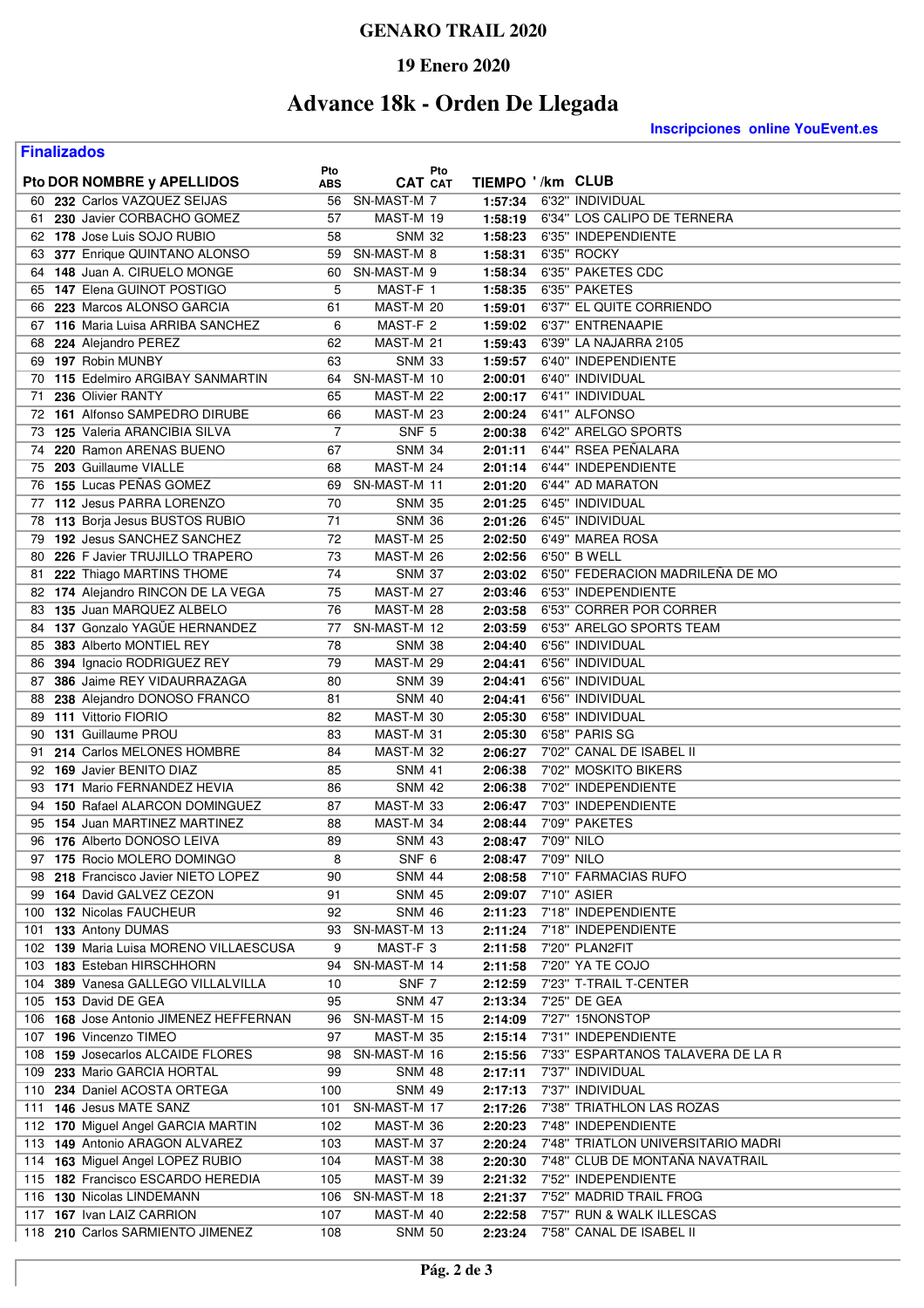# GENARO TRAIL 2020

## 19 Enero 2020

# Advance 18k - Orden De Llegada

**Inscripciones online YouEvent.es**

**Finalizados**

| Pto | DOR | NOMBRE y APELLIDOS | Pto ABS | CAT | Pto CAT | TIEMPO | '/km | CLUB |
|---|---|---|---|---|---|---|---|---|
| 60 | 232 | Carlos VAZQUEZ SEIJAS | 56 | SN-MAST-M | 7 | 1:57:34 | 6'32" | INDIVIDUAL |
| 61 | 230 | Javier CORBACHO GOMEZ | 57 | MAST-M | 19 | 1:58:19 | 6'34" | LOS CALIPO DE TERNERA |
| 62 | 178 | Jose Luis SOJO RUBIO | 58 | SNM | 32 | 1:58:23 | 6'35" | INDEPENDIENTE |
| 63 | 377 | Enrique QUINTANO ALONSO | 59 | SN-MAST-M | 8 | 1:58:31 | 6'35" | ROCKY |
| 64 | 148 | Juan A. CIRUELO MONGE | 60 | SN-MAST-M | 9 | 1:58:34 | 6'35" | PAKETES CDC |
| 65 | 147 | Elena GUINOT POSTIGO | 5 | MAST-F | 1 | 1:58:35 | 6'35" | PAKETES |
| 66 | 223 | Marcos ALONSO GARCIA | 61 | MAST-M | 20 | 1:59:01 | 6'37" | EL QUITE CORRIENDO |
| 67 | 116 | Maria Luisa ARRIBA SANCHEZ | 6 | MAST-F | 2 | 1:59:02 | 6'37" | ENTRENAAPIE |
| 68 | 224 | Alejandro PEREZ | 62 | MAST-M | 21 | 1:59:43 | 6'39" | LA NAJARRA 2105 |
| 69 | 197 | Robin MUNBY | 63 | SNM | 33 | 1:59:57 | 6'40" | INDEPENDIENTE |
| 70 | 115 | Edelmiro ARGIBAY SANMARTIN | 64 | SN-MAST-M | 10 | 2:00:01 | 6'40" | INDIVIDUAL |
| 71 | 236 | Olivier RANTY | 65 | MAST-M | 22 | 2:00:17 | 6'41" | INDIVIDUAL |
| 72 | 161 | Alfonso SAMPEDRO DIRUBE | 66 | MAST-M | 23 | 2:00:24 | 6'41" | ALFONSO |
| 73 | 125 | Valeria ARANCIBIA SILVA | 7 | SNF | 5 | 2:00:38 | 6'42" | ARELGO SPORTS |
| 74 | 220 | Ramon ARENAS BUENO | 67 | SNM | 34 | 2:01:11 | 6'44" | RSEA PEÑALARA |
| 75 | 203 | Guillaume VIALLE | 68 | MAST-M | 24 | 2:01:14 | 6'44" | INDEPENDIENTE |
| 76 | 155 | Lucas PEÑAS GOMEZ | 69 | SN-MAST-M | 11 | 2:01:20 | 6'44" | AD MARATON |
| 77 | 112 | Jesus PARRA LORENZO | 70 | SNM | 35 | 2:01:25 | 6'45" | INDIVIDUAL |
| 78 | 113 | Borja Jesus BUSTOS RUBIO | 71 | SNM | 36 | 2:01:26 | 6'45" | INDIVIDUAL |
| 79 | 192 | Jesus SANCHEZ SANCHEZ | 72 | MAST-M | 25 | 2:02:50 | 6'49" | MAREA ROSA |
| 80 | 226 | F Javier TRUJILLO TRAPERO | 73 | MAST-M | 26 | 2:02:56 | 6'50" | B WELL |
| 81 | 222 | Thiago MARTINS THOME | 74 | SNM | 37 | 2:03:02 | 6'50" | FEDERACION MADRILEÑA DE MO |
| 82 | 174 | Alejandro RINCON DE LA VEGA | 75 | MAST-M | 27 | 2:03:46 | 6'53" | INDEPENDIENTE |
| 83 | 135 | Juan MARQUEZ ALBELO | 76 | MAST-M | 28 | 2:03:58 | 6'53" | CORRER POR CORRER |
| 84 | 137 | Gonzalo YAGÜE HERNANDEZ | 77 | SN-MAST-M | 12 | 2:03:59 | 6'53" | ARELGO SPORTS TEAM |
| 85 | 383 | Alberto MONTIEL REY | 78 | SNM | 38 | 2:04:40 | 6'56" | INDIVIDUAL |
| 86 | 394 | Ignacio RODRIGUEZ REY | 79 | MAST-M | 29 | 2:04:41 | 6'56" | INDIVIDUAL |
| 87 | 386 | Jaime REY VIDAURRAZAGA | 80 | SNM | 39 | 2:04:41 | 6'56" | INDIVIDUAL |
| 88 | 238 | Alejandro DONOSO FRANCO | 81 | SNM | 40 | 2:04:41 | 6'56" | INDIVIDUAL |
| 89 | 111 | Vittorio FIORIO | 82 | MAST-M | 30 | 2:05:30 | 6'58" | INDIVIDUAL |
| 90 | 131 | Guillaume PROU | 83 | MAST-M | 31 | 2:05:30 | 6'58" | PARIS SG |
| 91 | 214 | Carlos MELONES HOMBRE | 84 | MAST-M | 32 | 2:06:27 | 7'02" | CANAL DE ISABEL II |
| 92 | 169 | Javier BENITO DIAZ | 85 | SNM | 41 | 2:06:38 | 7'02" | MOSKITO BIKERS |
| 93 | 171 | Mario FERNANDEZ HEVIA | 86 | SNM | 42 | 2:06:38 | 7'02" | INDEPENDIENTE |
| 94 | 150 | Rafael ALARCON DOMINGUEZ | 87 | MAST-M | 33 | 2:06:47 | 7'03" | INDEPENDIENTE |
| 95 | 154 | Juan MARTINEZ MARTINEZ | 88 | MAST-M | 34 | 2:08:44 | 7'09" | PAKETES |
| 96 | 176 | Alberto DONOSO LEIVA | 89 | SNM | 43 | 2:08:47 | 7'09" | NILO |
| 97 | 175 | Rocio MOLERO DOMINGO | 8 | SNF | 6 | 2:08:47 | 7'09" | NILO |
| 98 | 218 | Francisco Javier NIETO LOPEZ | 90 | SNM | 44 | 2:08:58 | 7'10" | FARMACIAS RUFO |
| 99 | 164 | David GALVEZ CEZON | 91 | SNM | 45 | 2:09:07 | 7'10" | ASIER |
| 100 | 132 | Nicolas FAUCHEUR | 92 | SNM | 46 | 2:11:23 | 7'18" | INDEPENDIENTE |
| 101 | 133 | Antony DUMAS | 93 | SN-MAST-M | 13 | 2:11:24 | 7'18" | INDEPENDIENTE |
| 102 | 139 | Maria Luisa MORENO VILLAESCUSA | 9 | MAST-F | 3 | 2:11:58 | 7'20" | PLAN2FIT |
| 103 | 183 | Esteban HIRSCHHORN | 94 | SN-MAST-M | 14 | 2:11:58 | 7'20" | YA TE COJO |
| 104 | 389 | Vanesa GALLEGO VILLALVILLA | 10 | SNF | 7 | 2:12:59 | 7'23" | T-TRAIL T-CENTER |
| 105 | 153 | David DE GEA | 95 | SNM | 47 | 2:13:34 | 7'25" | DE GEA |
| 106 | 168 | Jose Antonio JIMENEZ HEFFERNAN | 96 | SN-MAST-M | 15 | 2:14:09 | 7'27" | 15NONSTOP |
| 107 | 196 | Vincenzo TIMEO | 97 | MAST-M | 35 | 2:15:14 | 7'31" | INDEPENDIENTE |
| 108 | 159 | Josecarlos ALCAIDE FLORES | 98 | SN-MAST-M | 16 | 2:15:56 | 7'33" | ESPARTANOS TALAVERA DE LA R |
| 109 | 233 | Mario GARCIA HORTAL | 99 | SNM | 48 | 2:17:11 | 7'37" | INDIVIDUAL |
| 110 | 234 | Daniel ACOSTA ORTEGA | 100 | SNM | 49 | 2:17:13 | 7'37" | INDIVIDUAL |
| 111 | 146 | Jesus MATE SANZ | 101 | SN-MAST-M | 17 | 2:17:26 | 7'38" | TRIATHLON LAS ROZAS |
| 112 | 170 | Miguel Angel GARCIA MARTIN | 102 | MAST-M | 36 | 2:20:23 | 7'48" | INDEPENDIENTE |
| 113 | 149 | Antonio ARAGON ALVAREZ | 103 | MAST-M | 37 | 2:20:24 | 7'48" | TRIATLON UNIVERSITARIO MADRI |
| 114 | 163 | Miguel Angel LOPEZ RUBIO | 104 | MAST-M | 38 | 2:20:30 | 7'48" | CLUB DE MONTAÑA NAVATRAIL |
| 115 | 182 | Francisco ESCUDERO HEREDIA | 105 | MAST-M | 39 | 2:21:32 | 7'52" | INDEPENDIENTE |
| 116 | 130 | Nicolas LINDEMANN | 106 | SN-MAST-M | 18 | 2:21:37 | 7'52" | MADRID TRAIL FROG |
| 117 | 167 | Ivan LAIZ CARRION | 107 | MAST-M | 40 | 2:22:58 | 7'57" | RUN & WALK ILLESCAS |
| 118 | 210 | Carlos SARMIENTO JIMENEZ | 108 | SNM | 50 | 2:23:24 | 7'58" | CANAL DE ISABEL II |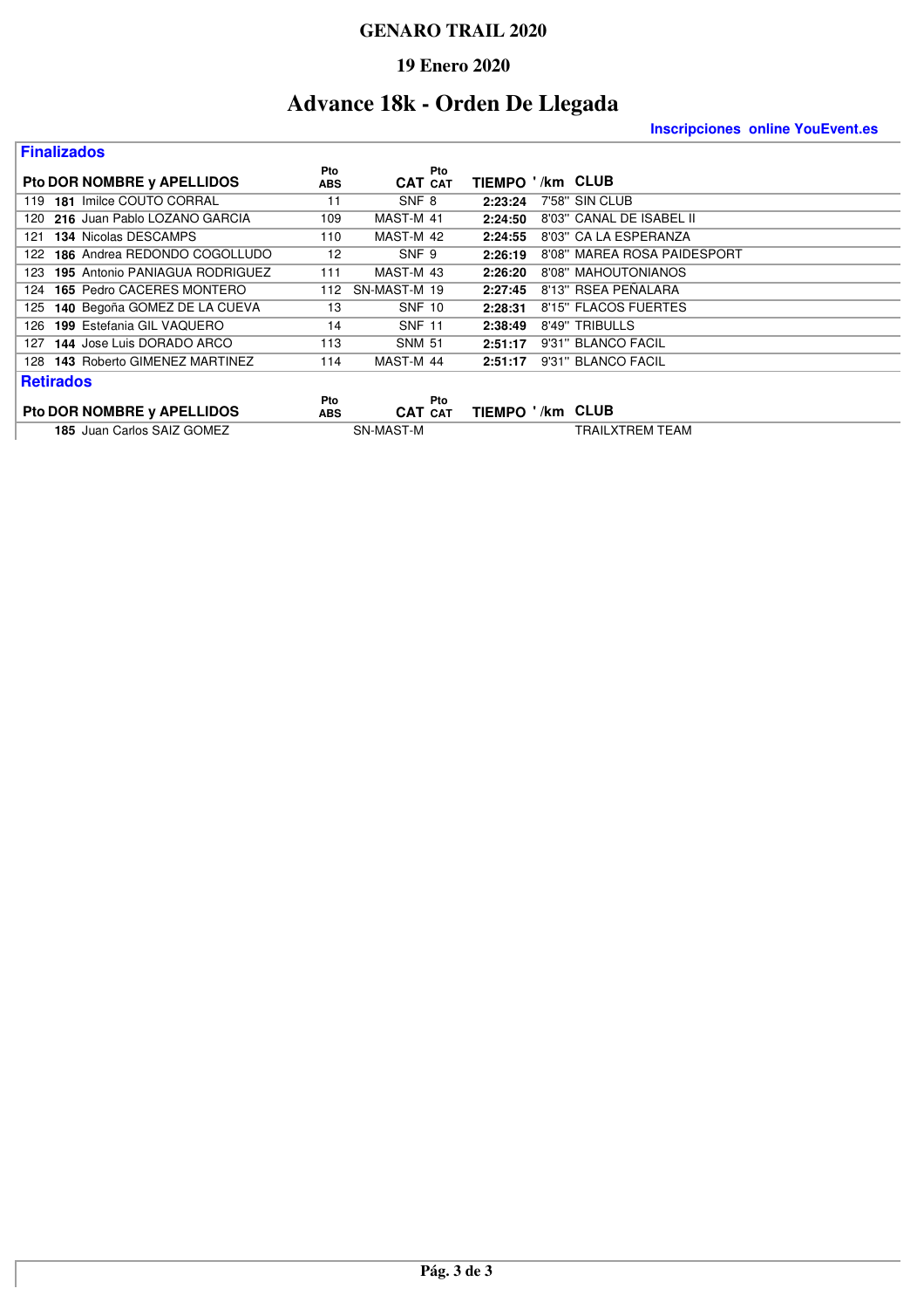# GENARO TRAIL 2020

## 19 Enero 2020

# Advance 18k - Orden De Llegada

**Inscripciones online YouEvent.es**

### Finalizados

| Pto | DOR | NOMBRE y APELLIDOS | Pto ABS | CAT | Pto CAT | TIEMPO | '/km | CLUB |
|---|---|---|---|---|---|---|---|---|
| 119 | **181** | Imilce COUTO CORRAL | 11 | SNF | 8 | **2:23:24** | 7'58'' | SIN CLUB |
| 120 | **216** | Juan Pablo LOZANO GARCIA | 109 | MAST-M | 41 | **2:24:50** | 8'03'' | CANAL DE ISABEL II |
| 121 | **134** | Nicolas DESCAMPS | 110 | MAST-M | 42 | **2:24:55** | 8'03'' | CA LA ESPERANZA |
| 122 | **186** | Andrea REDONDO COGOLLUDO | 12 | SNF | 9 | **2:26:19** | 8'08'' | MAREA ROSA PAIDESPORT |
| 123 | **195** | Antonio PANIAGUA RODRIGUEZ | 111 | MAST-M | 43 | **2:26:20** | 8'08'' | MAHOUTONIANOS |
| 124 | **165** | Pedro CACERES MONTERO | 112 | SN-MAST-M | 19 | **2:27:45** | 8'13'' | RSEA PEÑALARA |
| 125 | **140** | Begoña GOMEZ DE LA CUEVA | 13 | SNF | 10 | **2:28:31** | 8'15'' | FLACOS FUERTES |
| 126 | **199** | Estefania GIL VAQUERO | 14 | SNF | 11 | **2:38:49** | 8'49'' | TRIBULLS |
| 127 | **144** | Jose Luis DORADO ARCO | 113 | SNM | 51 | **2:51:17** | 9'31'' | BLANCO FACIL |
| 128 | **143** | Roberto GIMENEZ MARTINEZ | 114 | MAST-M | 44 | **2:51:17** | 9'31'' | BLANCO FACIL |

### Retirados

| Pto | DOR | NOMBRE y APELLIDOS | Pto ABS | CAT | Pto CAT | TIEMPO | '/km | CLUB |
|---|---|---|---|---|---|---|---|---|
| | **185** | Juan Carlos SAIZ GOMEZ | | SN-MAST-M | | | | TRAILXTREM TEAM |